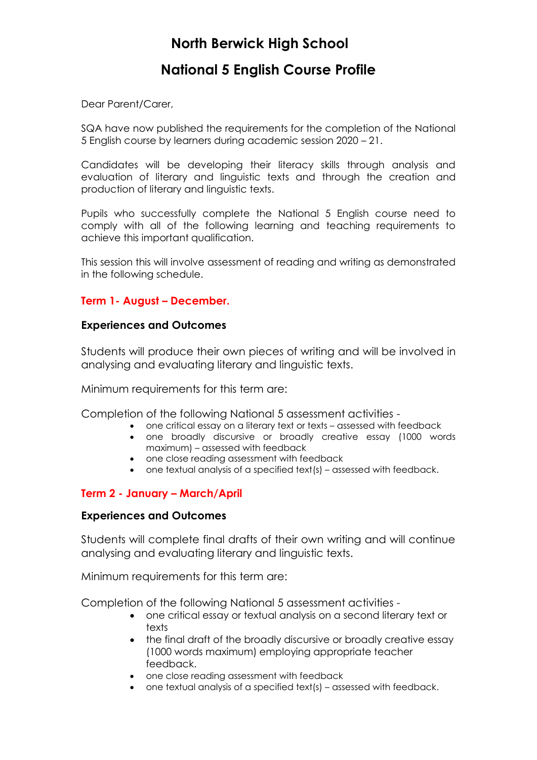# North Berwick High School

## National 5 English Course Profile

Dear Parent/Carer,

SQA have now published the requirements for the completion of the National 5 English course by learners during academic session 2020 – 21.

Candidates will be developing their literacy skills through analysis and evaluation of literary and linguistic texts and through the creation and production of literary and linguistic texts.

Pupils who successfully complete the National 5 English course need to comply with all of the following learning and teaching requirements to achieve this important qualification.

This session this will involve assessment of reading and writing as demonstrated in the following schedule.

### Term 1- August – December.

**Experiences and Outcomes**

Students will produce their own pieces of writing and will be involved in analysing and evaluating literary and linguistic texts.

Minimum requirements for this term are:

Completion of the following National 5 assessment activities -

- one critical essay on a literary text or texts – assessed with feedback
- one broadly discursive or broadly creative essay (1000 words maximum) – assessed with feedback
- one close reading assessment with feedback
- one textual analysis of a specified text(s) – assessed with feedback.

### Term 2 - January – March/April

**Experiences and Outcomes**

Students will complete final drafts of their own writing and will continue analysing and evaluating literary and linguistic texts.

Minimum requirements for this term are:

Completion of the following National 5 assessment activities -

- one critical essay or textual analysis on a second literary text or texts
- the final draft of the broadly discursive or broadly creative essay (1000 words maximum) employing appropriate teacher feedback.
- one close reading assessment with feedback
- one textual analysis of a specified text(s) – assessed with feedback.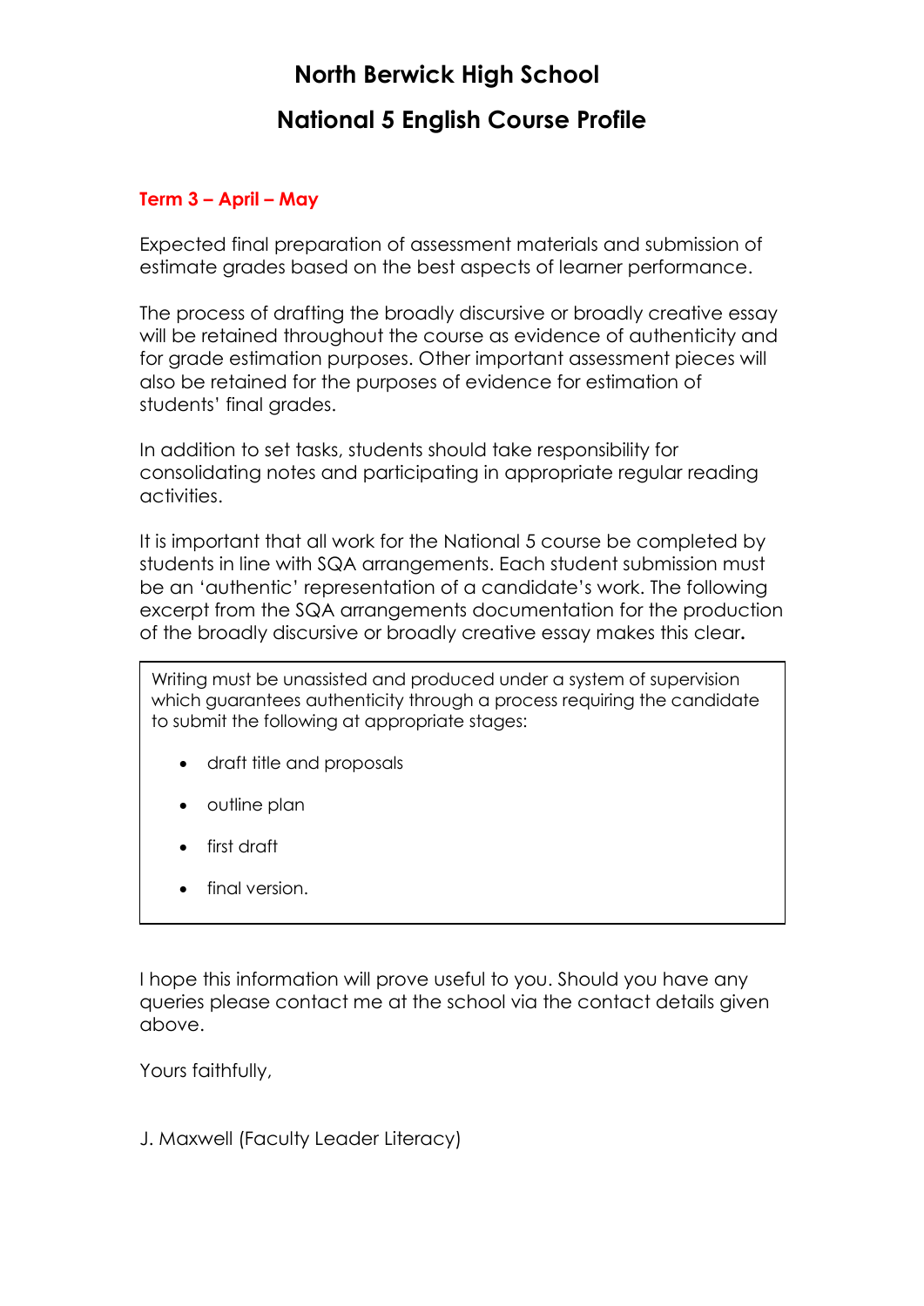# North Berwick High School

## National 5 English Course Profile

**Term 3 – April – May**

Expected final preparation of assessment materials and submission of estimate grades based on the best aspects of learner performance.

The process of drafting the broadly discursive or broadly creative essay will be retained throughout the course as evidence of authenticity and for grade estimation purposes. Other important assessment pieces will also be retained for the purposes of evidence for estimation of students' final grades.

In addition to set tasks, students should take responsibility for consolidating notes and participating in appropriate regular reading activities.

It is important that all work for the National 5 course be completed by students in line with SQA arrangements. Each student submission must be an 'authentic' representation of a candidate's work. The following excerpt from the SQA arrangements documentation for the production of the broadly discursive or broadly creative essay makes this clear**.**

> Writing must be unassisted and produced under a system of supervision which guarantees authenticity through a process requiring the candidate to submit the following at appropriate stages:
>
> - draft title and proposals
> - outline plan
> - first draft
> - final version.

I hope this information will prove useful to you. Should you have any queries please contact me at the school via the contact details given above.

Yours faithfully,

J. Maxwell (Faculty Leader Literacy)